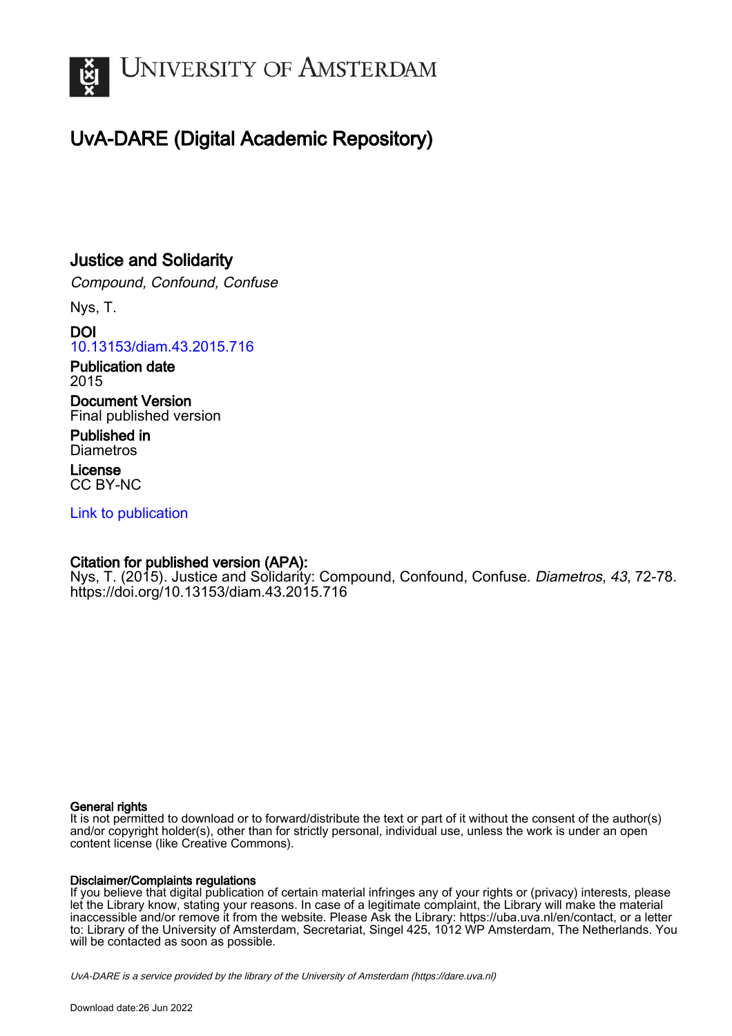# UvA-DARE (Digital Academic Repository)

## Justice and Solidarity

*Compound, Confound, Confuse*

Nys, T.

**DOI**
10.13153/diam.43.2015.716

**Publication date**
2015

**Document Version**
Final published version

**Published in**
Diametros

**License**
CC BY-NC

Link to publication

**Citation for published version (APA):**
Nys, T. (2015). Justice and Solidarity: Compound, Confound, Confuse. *Diametros*, *43*, 72-78. https://doi.org/10.13153/diam.43.2015.716

**General rights**
It is not permitted to download or to forward/distribute the text or part of it without the consent of the author(s) and/or copyright holder(s), other than for strictly personal, individual use, unless the work is under an open content license (like Creative Commons).

**Disclaimer/Complaints regulations**
If you believe that digital publication of certain material infringes any of your rights or (privacy) interests, please let the Library know, stating your reasons. In case of a legitimate complaint, the Library will make the material inaccessible and/or remove it from the website. Please Ask the Library: https://uba.uva.nl/en/contact, or a letter to: Library of the University of Amsterdam, Secretariat, Singel 425, 1012 WP Amsterdam, The Netherlands. You will be contacted as soon as possible.

*UvA-DARE is a service provided by the library of the University of Amsterdam (https://dare.uva.nl)*

Download date:26 Jun 2022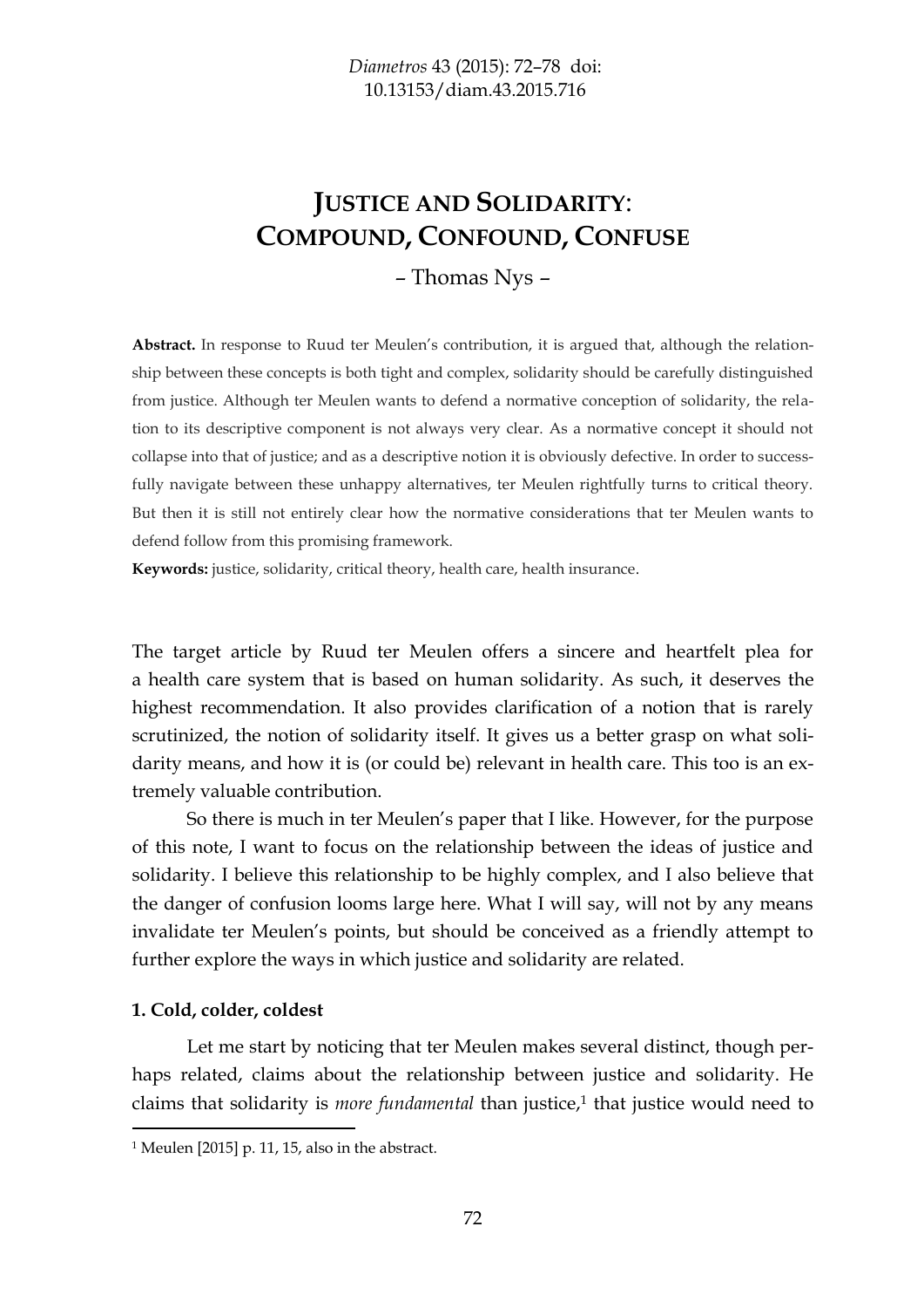# Justice and Solidarity: Compound, Confound, Confuse

– Thomas Nys –

**Abstract.** In response to Ruud ter Meulen's contribution, it is argued that, although the relationship between these concepts is both tight and complex, solidarity should be carefully distinguished from justice. Although ter Meulen wants to defend a normative conception of solidarity, the relation to its descriptive component is not always very clear. As a normative concept it should not collapse into that of justice; and as a descriptive notion it is obviously defective. In order to successfully navigate between these unhappy alternatives, ter Meulen rightfully turns to critical theory. But then it is still not entirely clear how the normative considerations that ter Meulen wants to defend follow from this promising framework.

**Keywords:** justice, solidarity, critical theory, health care, health insurance.

The target article by Ruud ter Meulen offers a sincere and heartfelt plea for a health care system that is based on human solidarity. As such, it deserves the highest recommendation. It also provides clarification of a notion that is rarely scrutinized, the notion of solidarity itself. It gives us a better grasp on what solidarity means, and how it is (or could be) relevant in health care. This too is an extremely valuable contribution.

So there is much in ter Meulen's paper that I like. However, for the purpose of this note, I want to focus on the relationship between the ideas of justice and solidarity. I believe this relationship to be highly complex, and I also believe that the danger of confusion looms large here. What I will say, will not by any means invalidate ter Meulen's points, but should be conceived as a friendly attempt to further explore the ways in which justice and solidarity are related.

### 1. Cold, colder, coldest

Let me start by noticing that ter Meulen makes several distinct, though perhaps related, claims about the relationship between justice and solidarity. He claims that solidarity is *more fundamental* than justice,[1] that justice would need to

[1] Meulen [2015] p. 11, 15, also in the abstract.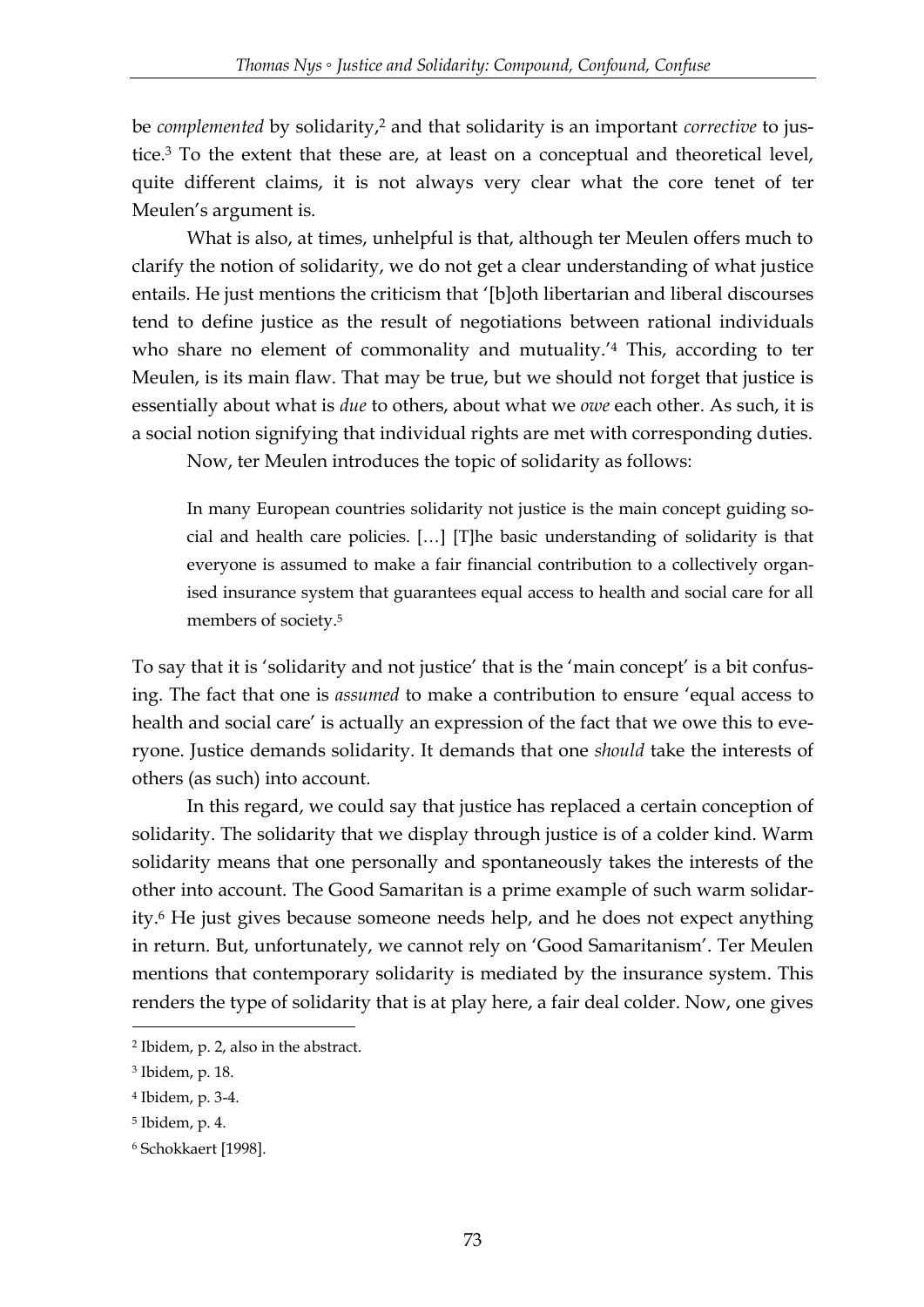be *complemented* by solidarity,[2] and that solidarity is an important *corrective* to justice.[3] To the extent that these are, at least on a conceptual and theoretical level, quite different claims, it is not always very clear what the core tenet of ter Meulen's argument is.

What is also, at times, unhelpful is that, although ter Meulen offers much to clarify the notion of solidarity, we do not get a clear understanding of what justice entails. He just mentions the criticism that '[b]oth libertarian and liberal discourses tend to define justice as the result of negotiations between rational individuals who share no element of commonality and mutuality.'[4] This, according to ter Meulen, is its main flaw. That may be true, but we should not forget that justice is essentially about what is *due* to others, about what we *owe* each other. As such, it is a social notion signifying that individual rights are met with corresponding duties.

Now, ter Meulen introduces the topic of solidarity as follows:

> In many European countries solidarity not justice is the main concept guiding social and health care policies. […] [T]he basic understanding of solidarity is that everyone is assumed to make a fair financial contribution to a collectively organised insurance system that guarantees equal access to health and social care for all members of society.[5]

To say that it is 'solidarity and not justice' that is the 'main concept' is a bit confusing. The fact that one is *assumed* to make a contribution to ensure 'equal access to health and social care' is actually an expression of the fact that we owe this to everyone. Justice demands solidarity. It demands that one *should* take the interests of others (as such) into account.

In this regard, we could say that justice has replaced a certain conception of solidarity. The solidarity that we display through justice is of a colder kind. Warm solidarity means that one personally and spontaneously takes the interests of the other into account. The Good Samaritan is a prime example of such warm solidarity.[6] He just gives because someone needs help, and he does not expect anything in return. But, unfortunately, we cannot rely on 'Good Samaritanism'. Ter Meulen mentions that contemporary solidarity is mediated by the insurance system. This renders the type of solidarity that is at play here, a fair deal colder. Now, one gives

---

[2] Ibidem, p. 2, also in the abstract.

[3] Ibidem, p. 18.

[4] Ibidem, p. 3-4.

[5] Ibidem, p. 4.

[6] Schokkaert [1998].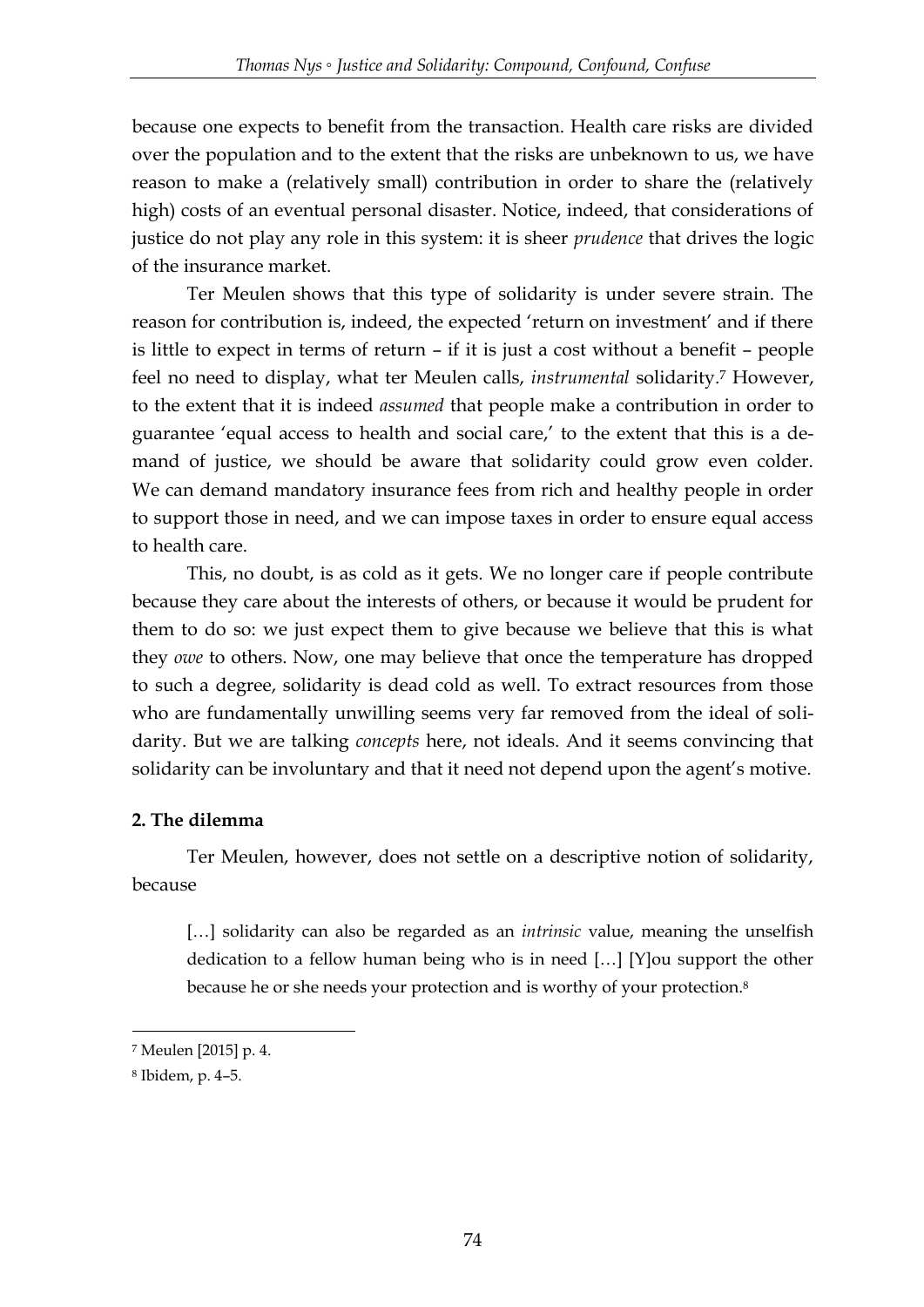because one expects to benefit from the transaction. Health care risks are divided over the population and to the extent that the risks are unbeknown to us, we have reason to make a (relatively small) contribution in order to share the (relatively high) costs of an eventual personal disaster. Notice, indeed, that considerations of justice do not play any role in this system: it is sheer *prudence* that drives the logic of the insurance market.

Ter Meulen shows that this type of solidarity is under severe strain. The reason for contribution is, indeed, the expected 'return on investment' and if there is little to expect in terms of return – if it is just a cost without a benefit – people feel no need to display, what ter Meulen calls, *instrumental* solidarity.[7] However, to the extent that it is indeed *assumed* that people make a contribution in order to guarantee 'equal access to health and social care,' to the extent that this is a demand of justice, we should be aware that solidarity could grow even colder. We can demand mandatory insurance fees from rich and healthy people in order to support those in need, and we can impose taxes in order to ensure equal access to health care.

This, no doubt, is as cold as it gets. We no longer care if people contribute because they care about the interests of others, or because it would be prudent for them to do so: we just expect them to give because we believe that this is what they *owe* to others. Now, one may believe that once the temperature has dropped to such a degree, solidarity is dead cold as well. To extract resources from those who are fundamentally unwilling seems very far removed from the ideal of solidarity. But we are talking *concepts* here, not ideals. And it seems convincing that solidarity can be involuntary and that it need not depend upon the agent's motive.

**2. The dilemma**

Ter Meulen, however, does not settle on a descriptive notion of solidarity, because

> […] solidarity can also be regarded as an *intrinsic* value, meaning the unselfish dedication to a fellow human being who is in need […] [Y]ou support the other because he or she needs your protection and is worthy of your protection.[8]

---

[7] Meulen [2015] p. 4.

[8] Ibidem, p. 4–5.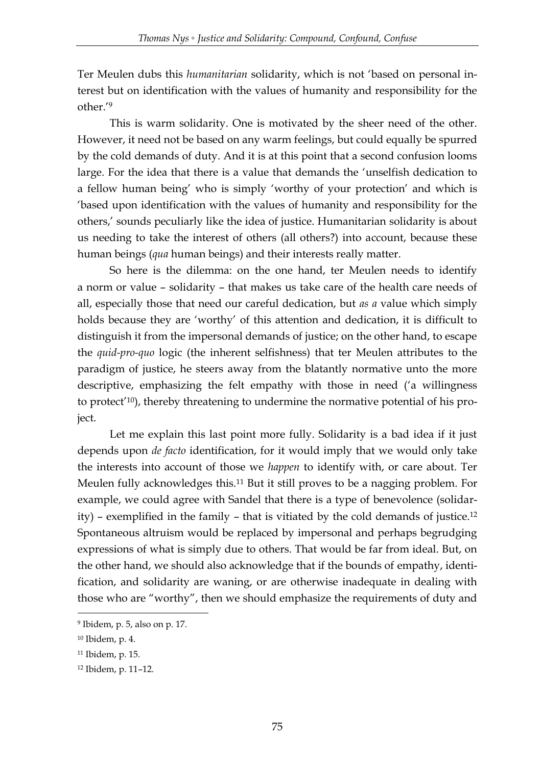Ter Meulen dubs this *humanitarian* solidarity, which is not 'based on personal interest but on identification with the values of humanity and responsibility for the other.'[9]

This is warm solidarity. One is motivated by the sheer need of the other. However, it need not be based on any warm feelings, but could equally be spurred by the cold demands of duty. And it is at this point that a second confusion looms large. For the idea that there is a value that demands the 'unselfish dedication to a fellow human being' who is simply 'worthy of your protection' and which is 'based upon identification with the values of humanity and responsibility for the others,' sounds peculiarly like the idea of justice. Humanitarian solidarity is about us needing to take the interest of others (all others?) into account, because these human beings (*qua* human beings) and their interests really matter.

So here is the dilemma: on the one hand, ter Meulen needs to identify a norm or value – solidarity – that makes us take care of the health care needs of all, especially those that need our careful dedication, but *as a* value which simply holds because they are 'worthy' of this attention and dedication, it is difficult to distinguish it from the impersonal demands of justice; on the other hand, to escape the *quid-pro-quo* logic (the inherent selfishness) that ter Meulen attributes to the paradigm of justice, he steers away from the blatantly normative unto the more descriptive, emphasizing the felt empathy with those in need ('a willingness to protect'[10]), thereby threatening to undermine the normative potential of his project.

Let me explain this last point more fully. Solidarity is a bad idea if it just depends upon *de facto* identification, for it would imply that we would only take the interests into account of those we *happen* to identify with, or care about. Ter Meulen fully acknowledges this.[11] But it still proves to be a nagging problem. For example, we could agree with Sandel that there is a type of benevolence (solidarity) – exemplified in the family – that is vitiated by the cold demands of justice.[12] Spontaneous altruism would be replaced by impersonal and perhaps begrudging expressions of what is simply due to others. That would be far from ideal. But, on the other hand, we should also acknowledge that if the bounds of empathy, identification, and solidarity are waning, or are otherwise inadequate in dealing with those who are "worthy", then we should emphasize the requirements of duty and

---

[9] Ibidem, p. 5, also on p. 17.

[10] Ibidem, p. 4.

[11] Ibidem, p. 15.

[12] Ibidem, p. 11–12.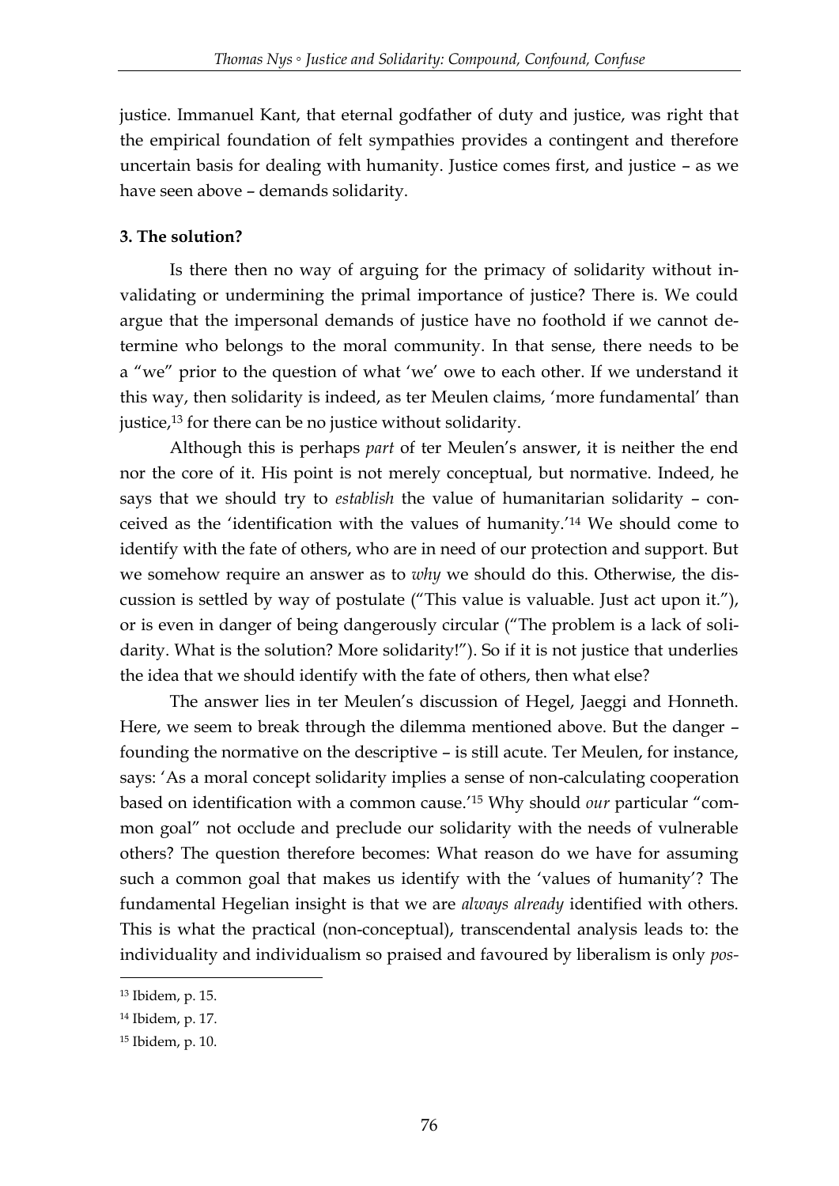justice. Immanuel Kant, that eternal godfather of duty and justice, was right that the empirical foundation of felt sympathies provides a contingent and therefore uncertain basis for dealing with humanity. Justice comes first, and justice – as we have seen above – demands solidarity.

### 3. The solution?

Is there then no way of arguing for the primacy of solidarity without invalidating or undermining the primal importance of justice? There is. We could argue that the impersonal demands of justice have no foothold if we cannot determine who belongs to the moral community. In that sense, there needs to be a "we" prior to the question of what 'we' owe to each other. If we understand it this way, then solidarity is indeed, as ter Meulen claims, 'more fundamental' than justice,[13] for there can be no justice without solidarity.

Although this is perhaps *part* of ter Meulen's answer, it is neither the end nor the core of it. His point is not merely conceptual, but normative. Indeed, he says that we should try to *establish* the value of humanitarian solidarity – conceived as the 'identification with the values of humanity.'[14] We should come to identify with the fate of others, who are in need of our protection and support. But we somehow require an answer as to *why* we should do this. Otherwise, the discussion is settled by way of postulate ("This value is valuable. Just act upon it."), or is even in danger of being dangerously circular ("The problem is a lack of solidarity. What is the solution? More solidarity!"). So if it is not justice that underlies the idea that we should identify with the fate of others, then what else?

The answer lies in ter Meulen's discussion of Hegel, Jaeggi and Honneth. Here, we seem to break through the dilemma mentioned above. But the danger – founding the normative on the descriptive – is still acute. Ter Meulen, for instance, says: 'As a moral concept solidarity implies a sense of non-calculating cooperation based on identification with a common cause.'[15] Why should *our* particular "common goal" not occlude and preclude our solidarity with the needs of vulnerable others? The question therefore becomes: What reason do we have for assuming such a common goal that makes us identify with the 'values of humanity'? The fundamental Hegelian insight is that we are *always already* identified with others. This is what the practical (non-conceptual), transcendental analysis leads to: the individuality and individualism so praised and favoured by liberalism is only *pos-*

[13] Ibidem, p. 15.

[14] Ibidem, p. 17.

[15] Ibidem, p. 10.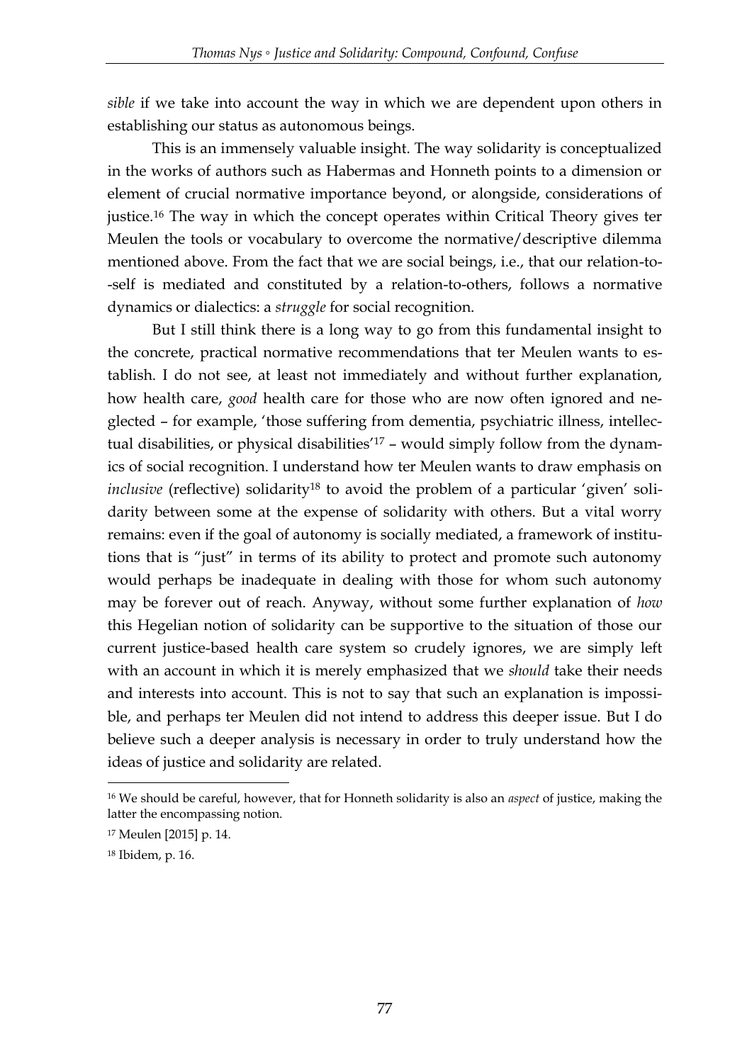*sible* if we take into account the way in which we are dependent upon others in establishing our status as autonomous beings.

This is an immensely valuable insight. The way solidarity is conceptualized in the works of authors such as Habermas and Honneth points to a dimension or element of crucial normative importance beyond, or alongside, considerations of justice.[16] The way in which the concept operates within Critical Theory gives ter Meulen the tools or vocabulary to overcome the normative/descriptive dilemma mentioned above. From the fact that we are social beings, i.e., that our relation-to--self is mediated and constituted by a relation-to-others, follows a normative dynamics or dialectics: a *struggle* for social recognition.

But I still think there is a long way to go from this fundamental insight to the concrete, practical normative recommendations that ter Meulen wants to establish. I do not see, at least not immediately and without further explanation, how health care, *good* health care for those who are now often ignored and neglected – for example, 'those suffering from dementia, psychiatric illness, intellectual disabilities, or physical disabilities'[17] – would simply follow from the dynamics of social recognition. I understand how ter Meulen wants to draw emphasis on *inclusive* (reflective) solidarity[18] to avoid the problem of a particular 'given' solidarity between some at the expense of solidarity with others. But a vital worry remains: even if the goal of autonomy is socially mediated, a framework of institutions that is "just" in terms of its ability to protect and promote such autonomy would perhaps be inadequate in dealing with those for whom such autonomy may be forever out of reach. Anyway, without some further explanation of *how* this Hegelian notion of solidarity can be supportive to the situation of those our current justice-based health care system so crudely ignores, we are simply left with an account in which it is merely emphasized that we *should* take their needs and interests into account. This is not to say that such an explanation is impossible, and perhaps ter Meulen did not intend to address this deeper issue. But I do believe such a deeper analysis is necessary in order to truly understand how the ideas of justice and solidarity are related.

---

[16] We should be careful, however, that for Honneth solidarity is also an *aspect* of justice, making the latter the encompassing notion.

[17] Meulen [2015] p. 14.

[18] Ibidem, p. 16.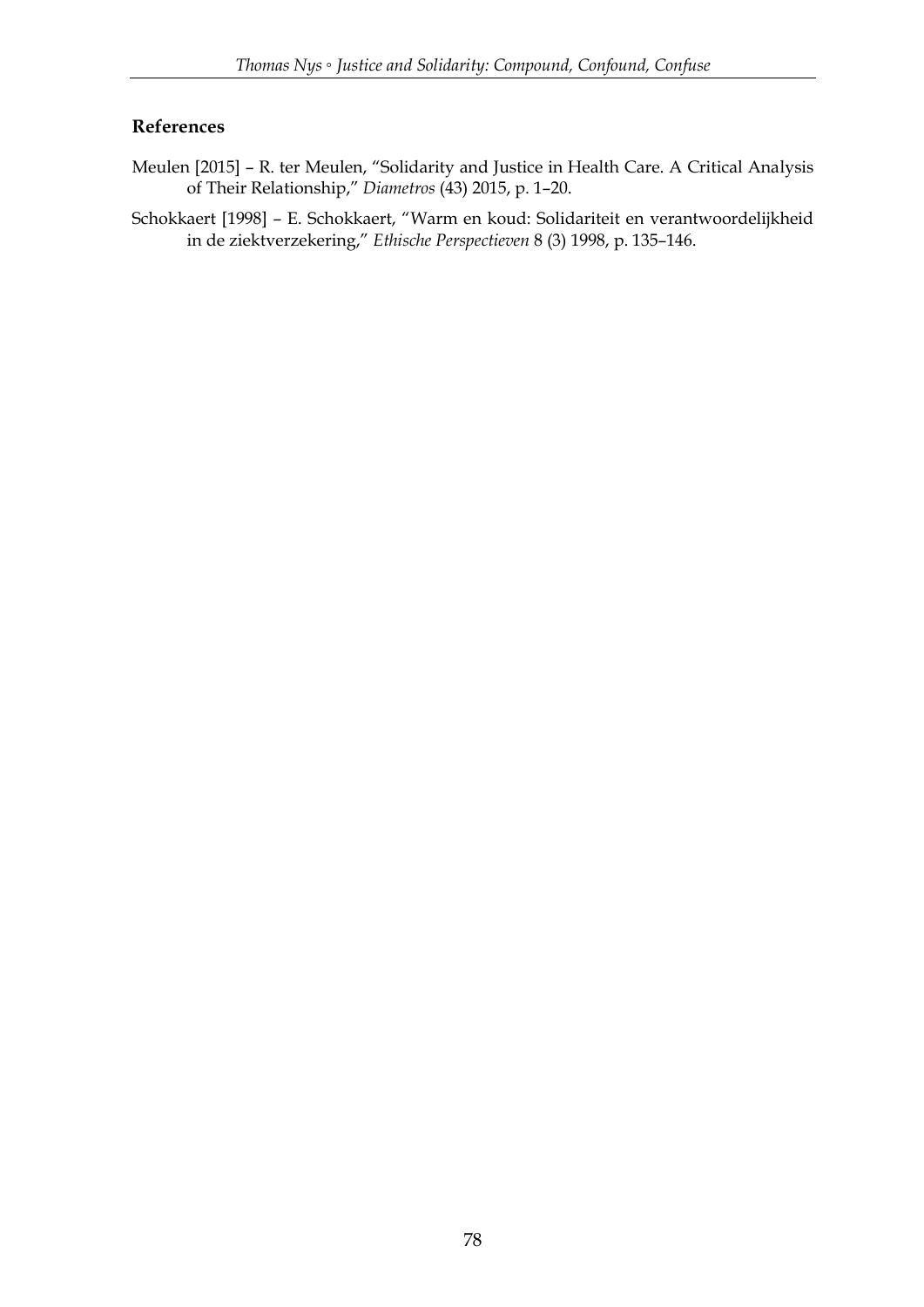## References

Meulen [2015] – R. ter Meulen, "Solidarity and Justice in Health Care. A Critical Analysis of Their Relationship," *Diametros* (43) 2015, p. 1–20.

Schokkaert [1998] – E. Schokkaert, "Warm en koud: Solidariteit en verantwoordelijkheid in de ziektverzekering," *Ethische Perspectieven* 8 (3) 1998, p. 135–146.